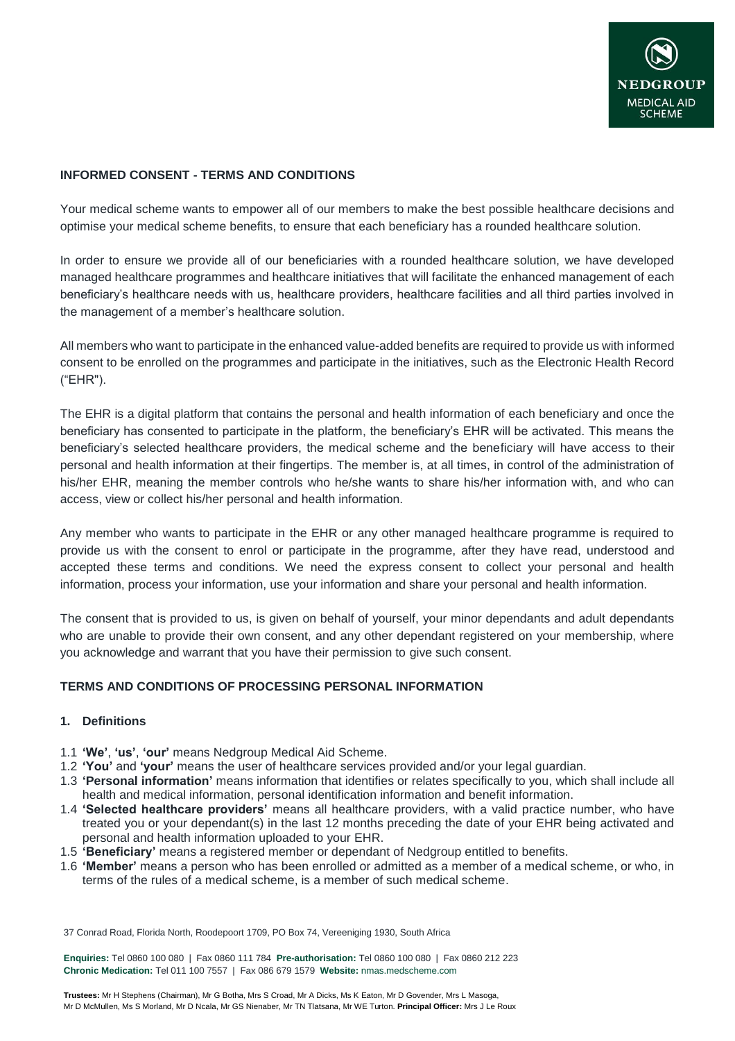## INFORMED CONSENT - TERMS AND CONDITIONS

Your medical scheme wants to empower all of our members to make the best possible healthcare decisions and optimise your medical scheme benefits, to ensure that each beneficiary has a rounded healthcare solution.

In order to ensure we provide all of our beneficiaries with a rounded healthcare solution, we have developed managed healthcare programmes and healthcare initiatives that will facilitate the enhanced management of each beneficiary's healthcare needs with us, healthcare providers, healthcare facilities and all third parties involved in the management of a member's healthcare solution.

All members who want to participate in the enhanced value-added benefits are required to provide us with informed consent to be enrolled on the programmes and participate in the initiatives, such as the Electronic Health Record ("EHR").

The EHR is a digital platform that contains the personal and health information of each beneficiary and once the beneficiary has consented to participate in the platform, the beneficiary's EHR will be activated. This means the beneficiary's selected healthcare providers, the medical scheme and the beneficiary will have access to their personal and health information at their fingertips. The member is, at all times, in control of the administration of his/her EHR, meaning the member controls who he/she wants to share his/her information with, and who can access, view or collect his/her personal and health information.

Any member who wants to participate in the EHR or any other managed healthcare programme is required to provide us with the consent to enrol or participate in the programme, after they have read, understood and accepted these terms and conditions. We need the express consent to collect your personal and health information, process your information, use your information and share your personal and health information.

The consent that is provided to us, is given on behalf of yourself, your minor dependants and adult dependants who are unable to provide their own consent, and any other dependant registered on your membership, where you acknowledge and warrant that you have their permission to give such consent.

## TERMS AND CONDITIONS OF PROCESSING PERSONAL INFORMATION

### 1. Definitions

1.1 **'We'**, **'us'**, **'our'** means Nedgroup Medical Aid Scheme.

1.2 **'You'** and **'your'** means the user of healthcare services provided and/or your legal guardian.

1.3 **'Personal information'** means information that identifies or relates specifically to you, which shall include all health and medical information, personal identification information and benefit information.

1.4 **'Selected healthcare providers'** means all healthcare providers, with a valid practice number, who have treated you or your dependant(s) in the last 12 months preceding the date of your EHR being activated and personal and health information uploaded to your EHR.

1.5 **'Beneficiary'** means a registered member or dependant of Nedgroup entitled to benefits.

1.6 **'Member'** means a person who has been enrolled or admitted as a member of a medical scheme, or who, in terms of the rules of a medical scheme, is a member of such medical scheme.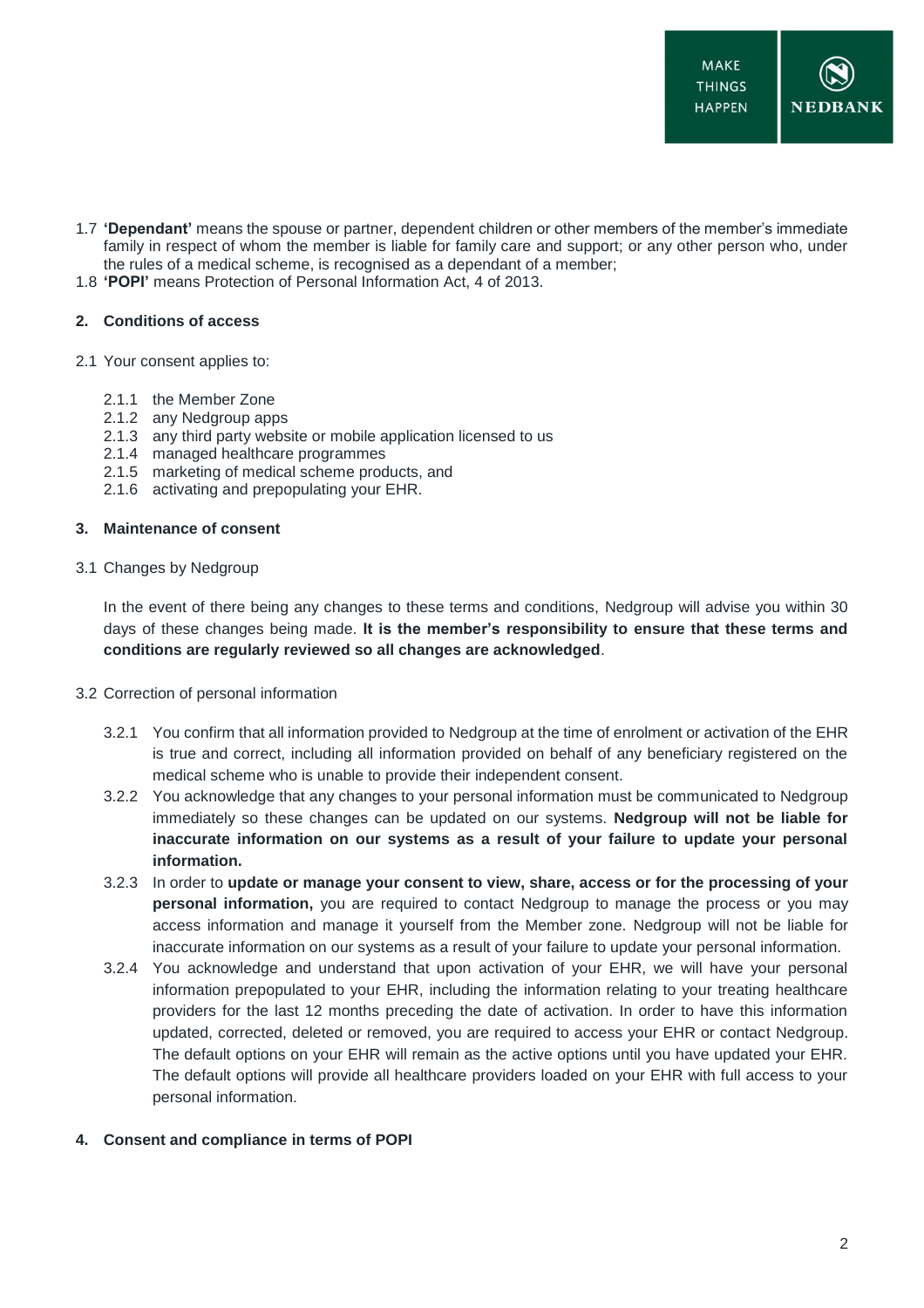1.7 **'Dependant'** means the spouse or partner, dependent children or other members of the member's immediate family in respect of whom the member is liable for family care and support; or any other person who, under the rules of a medical scheme, is recognised as a dependant of a member;

1.8 **'POPI'** means Protection of Personal Information Act, 4 of 2013.

## 2. Conditions of access

2.1 Your consent applies to:

- 2.1.1 the Member Zone
- 2.1.2 any Nedgroup apps
- 2.1.3 any third party website or mobile application licensed to us
- 2.1.4 managed healthcare programmes
- 2.1.5 marketing of medical scheme products, and
- 2.1.6 activating and prepopulating your EHR.

## 3. Maintenance of consent

3.1 Changes by Nedgroup

In the event of there being any changes to these terms and conditions, Nedgroup will advise you within 30 days of these changes being made. **It is the member's responsibility to ensure that these terms and conditions are regularly reviewed so all changes are acknowledged**.

3.2 Correction of personal information

3.2.1 You confirm that all information provided to Nedgroup at the time of enrolment or activation of the EHR is true and correct, including all information provided on behalf of any beneficiary registered on the medical scheme who is unable to provide their independent consent.

3.2.2 You acknowledge that any changes to your personal information must be communicated to Nedgroup immediately so these changes can be updated on our systems. **Nedgroup will not be liable for inaccurate information on our systems as a result of your failure to update your personal information.**

3.2.3 In order to **update or manage your consent to view, share, access or for the processing of your personal information,** you are required to contact Nedgroup to manage the process or you may access information and manage it yourself from the Member zone. Nedgroup will not be liable for inaccurate information on our systems as a result of your failure to update your personal information.

3.2.4 You acknowledge and understand that upon activation of your EHR, we will have your personal information prepopulated to your EHR, including the information relating to your treating healthcare providers for the last 12 months preceding the date of activation. In order to have this information updated, corrected, deleted or removed, you are required to access your EHR or contact Nedgroup. The default options on your EHR will remain as the active options until you have updated your EHR. The default options will provide all healthcare providers loaded on your EHR with full access to your personal information.

## 4. Consent and compliance in terms of POPI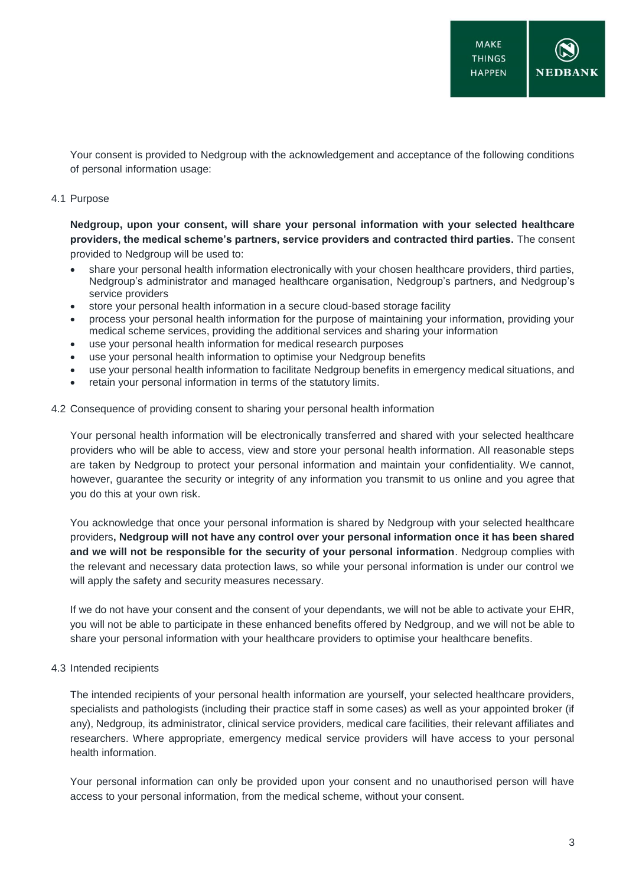Your consent is provided to Nedgroup with the acknowledgement and acceptance of the following conditions of personal information usage:

4.1 Purpose

**Nedgroup, upon your consent, will share your personal information with your selected healthcare providers, the medical scheme's partners, service providers and contracted third parties.** The consent provided to Nedgroup will be used to:

- share your personal health information electronically with your chosen healthcare providers, third parties, Nedgroup's administrator and managed healthcare organisation, Nedgroup's partners, and Nedgroup's service providers
- store your personal health information in a secure cloud-based storage facility
- process your personal health information for the purpose of maintaining your information, providing your medical scheme services, providing the additional services and sharing your information
- use your personal health information for medical research purposes
- use your personal health information to optimise your Nedgroup benefits
- use your personal health information to facilitate Nedgroup benefits in emergency medical situations, and
- retain your personal information in terms of the statutory limits.

4.2 Consequence of providing consent to sharing your personal health information

Your personal health information will be electronically transferred and shared with your selected healthcare providers who will be able to access, view and store your personal health information. All reasonable steps are taken by Nedgroup to protect your personal information and maintain your confidentiality. We cannot, however, guarantee the security or integrity of any information you transmit to us online and you agree that you do this at your own risk.

You acknowledge that once your personal information is shared by Nedgroup with your selected healthcare providers**, Nedgroup will not have any control over your personal information once it has been shared and we will not be responsible for the security of your personal information**. Nedgroup complies with the relevant and necessary data protection laws, so while your personal information is under our control we will apply the safety and security measures necessary.

If we do not have your consent and the consent of your dependants, we will not be able to activate your EHR, you will not be able to participate in these enhanced benefits offered by Nedgroup, and we will not be able to share your personal information with your healthcare providers to optimise your healthcare benefits.

4.3 Intended recipients

The intended recipients of your personal health information are yourself, your selected healthcare providers, specialists and pathologists (including their practice staff in some cases) as well as your appointed broker (if any), Nedgroup, its administrator, clinical service providers, medical care facilities, their relevant affiliates and researchers. Where appropriate, emergency medical service providers will have access to your personal health information.

Your personal information can only be provided upon your consent and no unauthorised person will have access to your personal information, from the medical scheme, without your consent.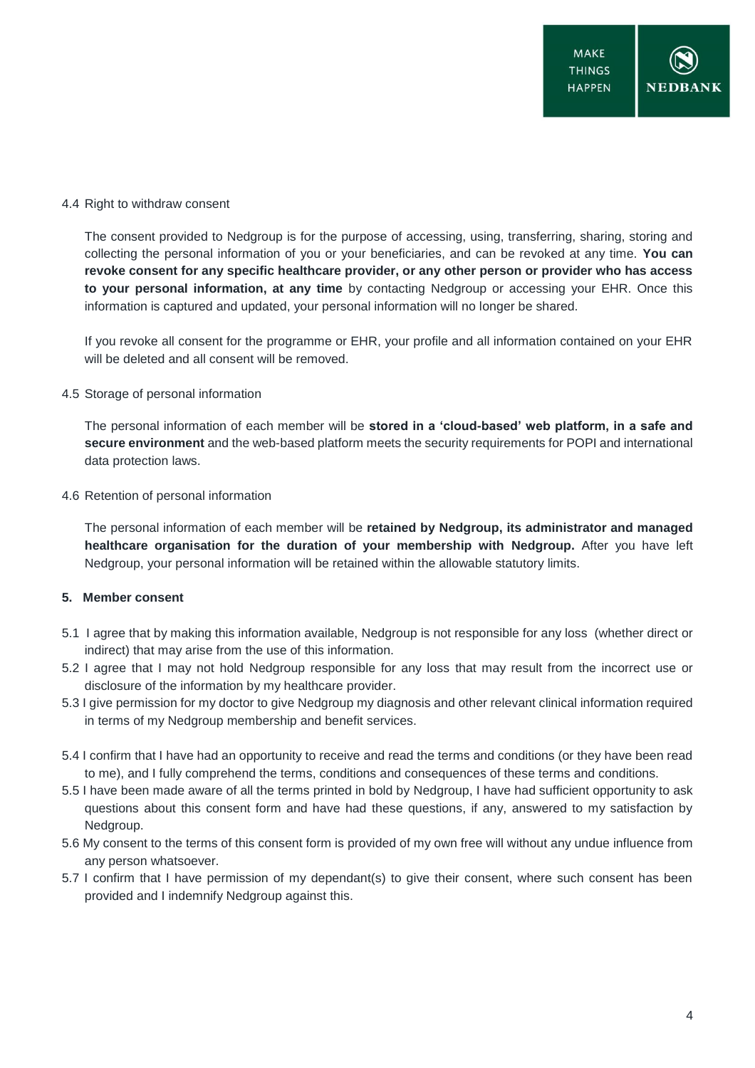4.4 Right to withdraw consent

The consent provided to Nedgroup is for the purpose of accessing, using, transferring, sharing, storing and collecting the personal information of you or your beneficiaries, and can be revoked at any time. **You can revoke consent for any specific healthcare provider, or any other person or provider who has access to your personal information, at any time** by contacting Nedgroup or accessing your EHR. Once this information is captured and updated, your personal information will no longer be shared.

If you revoke all consent for the programme or EHR, your profile and all information contained on your EHR will be deleted and all consent will be removed.

4.5 Storage of personal information

The personal information of each member will be **stored in a 'cloud-based' web platform, in a safe and secure environment** and the web-based platform meets the security requirements for POPI and international data protection laws.

4.6 Retention of personal information

The personal information of each member will be **retained by Nedgroup, its administrator and managed healthcare organisation for the duration of your membership with Nedgroup.** After you have left Nedgroup, your personal information will be retained within the allowable statutory limits.

## 5. Member consent

5.1 I agree that by making this information available, Nedgroup is not responsible for any loss (whether direct or indirect) that may arise from the use of this information.

5.2 I agree that I may not hold Nedgroup responsible for any loss that may result from the incorrect use or disclosure of the information by my healthcare provider.

5.3 I give permission for my doctor to give Nedgroup my diagnosis and other relevant clinical information required in terms of my Nedgroup membership and benefit services.

5.4 I confirm that I have had an opportunity to receive and read the terms and conditions (or they have been read to me), and I fully comprehend the terms, conditions and consequences of these terms and conditions.

5.5 I have been made aware of all the terms printed in bold by Nedgroup, I have had sufficient opportunity to ask questions about this consent form and have had these questions, if any, answered to my satisfaction by Nedgroup.

5.6 My consent to the terms of this consent form is provided of my own free will without any undue influence from any person whatsoever.

5.7 I confirm that I have permission of my dependant(s) to give their consent, where such consent has been provided and I indemnify Nedgroup against this.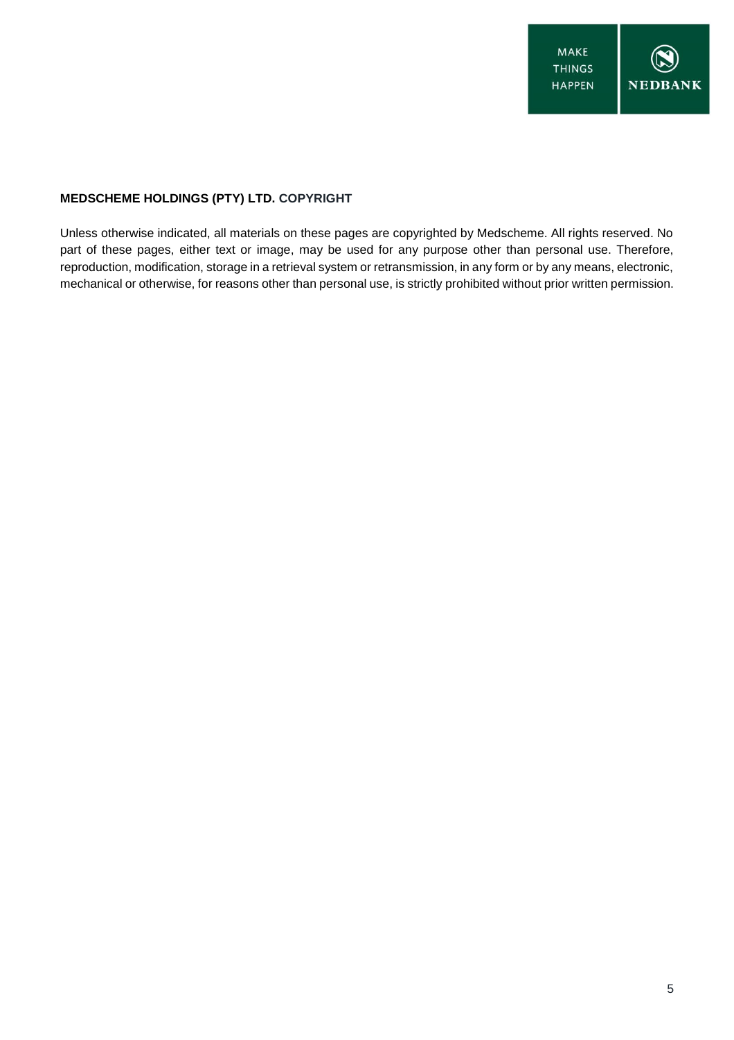**MEDSCHEME HOLDINGS (PTY) LTD. COPYRIGHT**

Unless otherwise indicated, all materials on these pages are copyrighted by Medscheme. All rights reserved. No part of these pages, either text or image, may be used for any purpose other than personal use. Therefore, reproduction, modification, storage in a retrieval system or retransmission, in any form or by any means, electronic, mechanical or otherwise, for reasons other than personal use, is strictly prohibited without prior written permission.